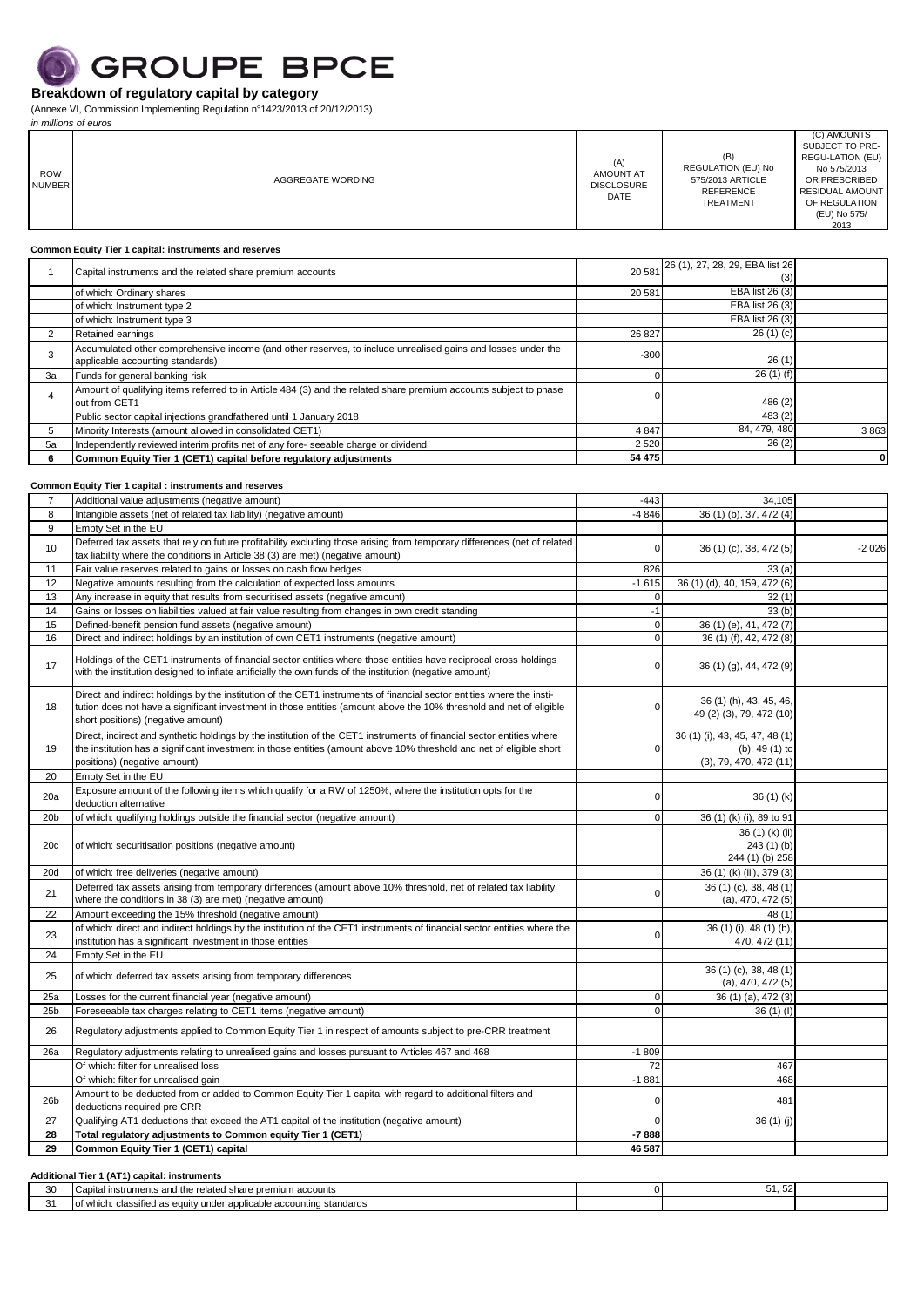# GROUPE BPCE

## Breakdown of regulatory capital by category

(Annexe VI, Commission Implementing Regulation n°1423/2013 of 20/12/2013)

*in millions of euros*

| ROW NUMBER | AGGREGATE WORDING | (A) AMOUNT AT DISCLOSURE DATE | (B) REGULATION (EU) No 575/2013 ARTICLE REFERENCE TREATMENT | (C) AMOUNTS SUBJECT TO PRE-REGU-LATION (EU) No 575/2013 OR PRESCRIBED RESIDUAL AMOUNT OF REGULATION (EU) No 575/ 2013 |
|---|---|---|---|---|
| | **Common Equity Tier 1 capital: instruments and reserves** | | | |
| 1 | Capital instruments and the related share premium accounts | 20 581 | 26 (1), 27, 28, 29, EBA list 26 (3) | |
| | of which: Ordinary shares | 20 581 | EBA list 26 (3) | |
| | of which: Instrument type 2 | | EBA list 26 (3) | |
| | of which: Instrument type 3 | | EBA list 26 (3) | |
| 2 | Retained earnings | 26 827 | 26 (1) (c) | |
| 3 | Accumulated other comprehensive income (and other reserves, to include unrealised gains and losses under the applicable accounting standards) | -300 | 26 (1) | |
| 3a | Funds for general banking risk | 0 | 26 (1) (f) | |
| 4 | Amount of qualifying items referred to in Article 484 (3) and the related share premium accounts subject to phase out from CET1 | 0 | 486 (2) | |
| | Public sector capital injections grandfathered until 1 January 2018 | | 483 (2) | |
| 5 | Minority Interests (amount allowed in consolidated CET1) | 4 847 | 84, 479, 480 | 3 863 |
| 5a | Independently reviewed interim profits net of any fore- seeable charge or dividend | 2 520 | 26 (2) | |
| **6** | **Common Equity Tier 1 (CET1) capital before regulatory adjustments** | **54 475** | | **0** |
| | **Common Equity Tier 1 capital : instruments and reserves** | | | |
| 7 | Additional value adjustments (negative amount) | -443 | 34,105 | |
| 8 | Intangible assets (net of related tax liability) (negative amount) | -4 846 | 36 (1) (b), 37, 472 (4) | |
| 9 | Empty Set in the EU | | | |
| 10 | Deferred tax assets that rely on future profitability excluding those arising from temporary differences (net of related tax liability where the conditions in Article 38 (3) are met) (negative amount) | 0 | 36 (1) (c), 38, 472 (5) | -2 026 |
| 11 | Fair value reserves related to gains or losses on cash flow hedges | 826 | 33 (a) | |
| 12 | Negative amounts resulting from the calculation of expected loss amounts | -1 615 | 36 (1) (d), 40, 159, 472 (6) | |
| 13 | Any increase in equity that results from securitised assets (negative amount) | 0 | 32 (1) | |
| 14 | Gains or losses on liabilities valued at fair value resulting from changes in own credit standing | -1 | 33 (b) | |
| 15 | Defined-benefit pension fund assets (negative amount) | 0 | 36 (1) (e), 41, 472 (7) | |
| 16 | Direct and indirect holdings by an institution of own CET1 instruments (negative amount) | 0 | 36 (1) (f), 42, 472 (8) | |
| 17 | Holdings of the CET1 instruments of financial sector entities where those entities have reciprocal cross holdings with the institution designed to inflate artificially the own funds of the institution (negative amount) | 0 | 36 (1) (g), 44, 472 (9) | |
| 18 | Direct and indirect holdings by the institution of the CET1 instruments of financial sector entities where the institution does not have a significant investment in those entities (amount above the 10% threshold and net of eligible short positions) (negative amount) | 0 | 36 (1) (h), 43, 45, 46, 49 (2) (3), 79, 472 (10) | |
| 19 | Direct, indirect and synthetic holdings by the institution of the CET1 instruments of financial sector entities where the institution has a significant investment in those entities (amount above 10% threshold and net of eligible short positions) (negative amount) | 0 | 36 (1) (i), 43, 45, 47, 48 (1) (b), 49 (1) to (3), 79, 470, 472 (11) | |
| 20 | Empty Set in the EU | | | |
| 20a | Exposure amount of the following items which qualify for a RW of 1250%, where the institution opts for the deduction alternative | 0 | 36 (1) (k) | |
| 20b | of which: qualifying holdings outside the financial sector (negative amount) | 0 | 36 (1) (k) (i), 89 to 91 | |
| 20c | of which: securitisation positions (negative amount) | | 36 (1) (k) (ii) 243 (1) (b) 244 (1) (b) 258 | |
| 20d | of which: free deliveries (negative amount) | | 36 (1) (k) (iii), 379 (3) | |
| 21 | Deferred tax assets arising from temporary differences (amount above 10% threshold, net of related tax liability where the conditions in 38 (3) are met) (negative amount) | 0 | 36 (1) (c), 38, 48 (1) (a), 470, 472 (5) | |
| 22 | Amount exceeding the 15% threshold (negative amount) | | 48 (1) | |
| 23 | of which: direct and indirect holdings by the institution of the CET1 instruments of financial sector entities where the institution has a significant investment in those entities | 0 | 36 (1) (i), 48 (1) (b), 470, 472 (11) | |
| 24 | Empty Set in the EU | | | |
| 25 | of which: deferred tax assets arising from temporary differences | | 36 (1) (c), 38, 48 (1) (a), 470, 472 (5) | |
| 25a | Losses for the current financial year (negative amount) | 0 | 36 (1) (a), 472 (3) | |
| 25b | Foreseeable tax charges relating to CET1 items (negative amount) | 0 | 36 (1) (l) | |
| 26 | Regulatory adjustments applied to Common Equity Tier 1 in respect of amounts subject to pre-CRR treatment | | | |
| 26a | Regulatory adjustments relating to unrealised gains and losses pursuant to Articles 467 and 468 | -1 809 | | |
| | Of which: filter for unrealised loss | 72 | 467 | |
| | Of which: filter for unrealised gain | -1 881 | 468 | |
| 26b | Amount to be deducted from or added to Common Equity Tier 1 capital with regard to additional filters and deductions required pre CRR | 0 | 481 | |
| 27 | Qualifying AT1 deductions that exceed the AT1 capital of the institution (negative amount) | 0 | 36 (1) (j) | |
| **28** | **Total regulatory adjustments to Common equity Tier 1 (CET1)** | **-7 888** | | |
| **29** | **Common Equity Tier 1 (CET1) capital** | **46 587** | | |
| | **Additional Tier 1 (AT1) capital: instruments** | | | |
| 30 | Capital instruments and the related share premium accounts | 0 | 51, 52 | |
| 31 | of which: classified as equity under applicable accounting standards | | | |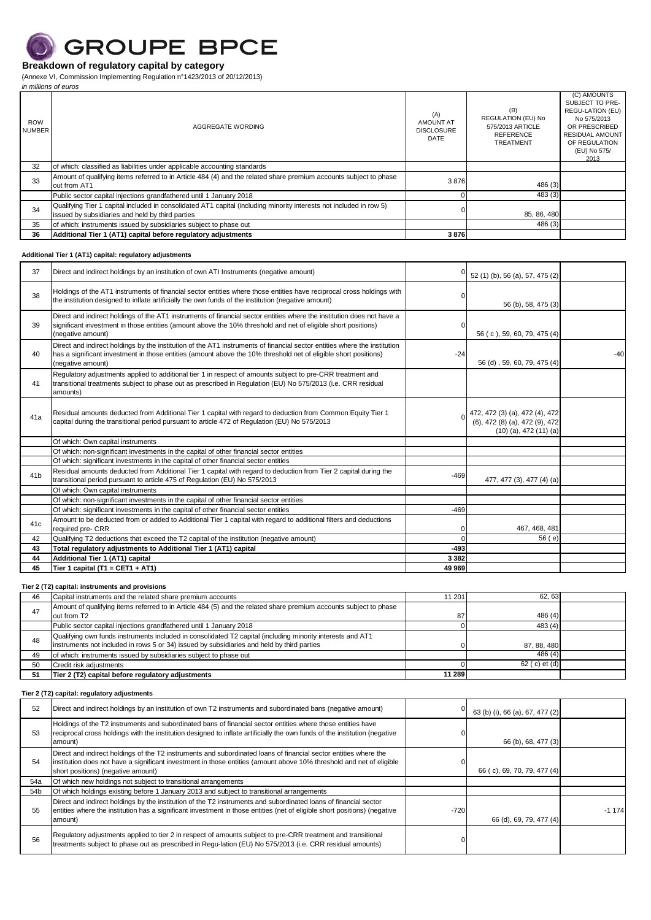# GROUPE BPCE

## Breakdown of regulatory capital by category

(Annexe VI, Commission Implementing Regulation n°1423/2013 of 20/12/2013)

*in millions of euros*

| ROW NUMBER | AGGREGATE WORDING | (A) AMOUNT AT DISCLOSURE DATE | (B) REGULATION (EU) No 575/2013 ARTICLE REFERENCE TREATMENT | (C) AMOUNTS SUBJECT TO PRE-REGU-LATION (EU) No 575/2013 OR PRESCRIBED RESIDUAL AMOUNT OF REGULATION (EU) No 575/ 2013 |
|---|---|---|---|---|
| 32 | of which: classified as liabilities under applicable accounting standards | | | |
| 33 | Amount of qualifying items referred to in Article 484 (4) and the related share premium accounts subject to phase out from AT1 | 3 876 | 486 (3) | |
| | Public sector capital injections grandfathered until 1 January 2018 | 0 | 483 (3) | |
| 34 | Qualifying Tier 1 capital included in consolidated AT1 capital (including minority interests not included in row 5) issued by subsidiaries and held by third parties | 0 | 85, 86, 480 | |
| 35 | of which: instruments issued by subsidiaries subject to phase out | | 486 (3) | |
| **36** | **Additional Tier 1 (AT1) capital before regulatory adjustments** | **3 876** | | |

### Additional Tier 1 (AT1) capital: regulatory adjustments

| ROW NUMBER | AGGREGATE WORDING | (A) | (B) | (C) |
|---|---|---|---|---|
| 37 | Direct and indirect holdings by an institution of own ATI Instruments (negative amount) | 0 | 52 (1) (b), 56 (a), 57, 475 (2) | |
| 38 | Holdings of the AT1 instruments of financial sector entities where those entities have reciprocal cross holdings with the institution designed to inflate artificially the own funds of the institution (negative amount) | 0 | 56 (b), 58, 475 (3) | |
| 39 | Direct and indirect holdings of the AT1 instruments of financial sector entities where the institution does not have a significant investment in those entities (amount above the 10% threshold and net of eligible short positions) (negative amount) | 0 | 56 ( c ), 59, 60, 79, 475 (4) | |
| 40 | Direct and indirect holdings by the institution of the AT1 instruments of financial sector entities where the institution has a significant investment in those entities (amount above the 10% threshold net of eligible short positions) (negative amount) | -24 | 56 (d) , 59, 60, 79, 475 (4) | -40 |
| 41 | Regulatory adjustments applied to additional tier 1 in respect of amounts subject to pre-CRR treatment and transitional treatments subject to phase out as prescribed in Regulation (EU) No 575/2013 (i.e. CRR residual amounts) | | | |
| 41a | Residual amounts deducted from Additional Tier 1 capital with regard to deduction from Common Equity Tier 1 capital during the transitional period pursuant to article 472 of Regulation (EU) No 575/2013 | 0 | 472, 472 (3) (a), 472 (4), 472 (6), 472 (8) (a), 472 (9), 472 (10) (a), 472 (11) (a) | |
| | Of which: Own capital instruments | | | |
| | Of which: non-significant investments in the capital of other financial sector entities | | | |
| | Of which: significant investments in the capital of other financial sector entities | | | |
| 41b | Residual amounts deducted from Additional Tier 1 capital with regard to deduction from Tier 2 capital during the transitional period pursuant to article 475 of Regulation (EU) No 575/2013 | -469 | 477, 477 (3), 477 (4) (a) | |
| | Of which: Own capital instruments | | | |
| | Of which: non-significant investments in the capital of other financial sector entities | | | |
| | Of which: significant investments in the capital of other financial sector entities | -469 | | |
| 41c | Amount to be deducted from or added to Additional Tier 1 capital with regard to additional filters and deductions required pre- CRR | 0 | 467, 468, 481 | |
| 42 | Qualifying T2 deductions that exceed the T2 capital of the institution (negative amount) | 0 | 56 ( e) | |
| **43** | **Total regulatory adjustments to Additional Tier 1 (AT1) capital** | **-493** | | |
| **44** | **Additional Tier 1 (AT1) capital** | **3 382** | | |
| **45** | **Tier 1 capital (T1 = CET1 + AT1)** | **49 969** | | |

### Tier 2 (T2) capital: instruments and provisions

| ROW NUMBER | AGGREGATE WORDING | (A) | (B) | (C) |
|---|---|---|---|---|
| 46 | Capital instruments and the related share premium accounts | 11 201 | 62, 63 | |
| 47 | Amount of qualifying items referred to in Article 484 (5) and the related share premium accounts subject to phase out from T2 | 87 | 486 (4) | |
| | Public sector capital injections grandfathered until 1 January 2018 | 0 | 483 (4) | |
| 48 | Qualifying own funds instruments included in consolidated T2 capital (including minority interests and AT1 instruments not included in rows 5 or 34) issued by subsidiaries and held by third parties | 0 | 87, 88, 480 | |
| 49 | of which: instruments issued by subsidiaries subject to phase out | | 486 (4) | |
| 50 | Credit risk adjustments | 0 | 62 ( c) et (d) | |
| **51** | **Tier 2 (T2) capital before regulatory adjustments** | **11 289** | | |

### Tier 2 (T2) capital: regulatory adjustments

| ROW NUMBER | AGGREGATE WORDING | (A) | (B) | (C) |
|---|---|---|---|---|
| 52 | Direct and indirect holdings by an institution of own T2 instruments and subordinated loans (negative amount) | 0 | 63 (b) (i), 66 (a), 67, 477 (2) | |
| 53 | Holdings of the T2 instruments and subordinated loans of financial sector entities where those entities have reciprocal cross holdings with the institution designed to inflate artificially the own funds of the institution (negative amount) | 0 | 66 (b), 68, 477 (3) | |
| 54 | Direct and indirect holdings of the T2 instruments and subordinated loans of financial sector entities where the institution does not have a significant investment in those entities (amount above 10% threshold and net of eligible short positions) (negative amount) | 0 | 66 ( c), 69, 70, 79, 477 (4) | |
| 54a | Of which new holdings not subject to transitional arrangements | | | |
| 54b | Of which holdings existing before 1 January 2013 and subject to transitional arrangements | | | |
| 55 | Direct and indirect holdings by the institution of the T2 instruments and subordinated loans of financial sector entities where the institution has a significant investment in those entities (net of eligible short positions) (negative amount) | -720 | 66 (d), 69, 79, 477 (4) | -1 174 |
| 56 | Regulatory adjustments applied to tier 2 in respect of amounts subject to pre-CRR treatment and transitional treatments subject to phase out as prescribed in Regu-lation (EU) No 575/2013 (i.e. CRR residual amounts) | 0 | | |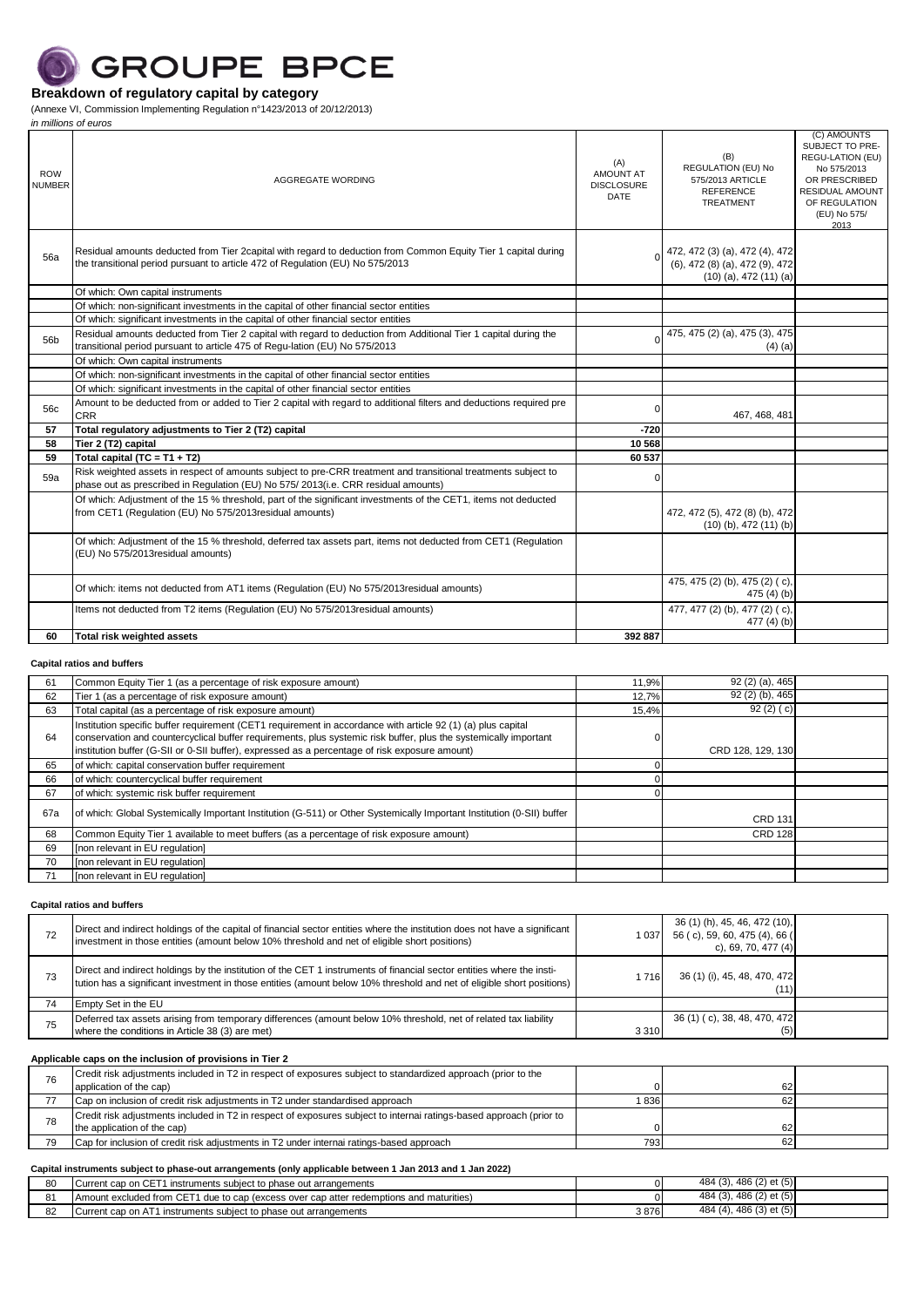# GROUPE BPCE

## Breakdown of regulatory capital by category

(Annexe VI, Commission Implementing Regulation n°1423/2013 of 20/12/2013)

*in millions of euros*

| ROW NUMBER | AGGREGATE WORDING | (A) AMOUNT AT DISCLOSURE DATE | (B) REGULATION (EU) No 575/2013 ARTICLE REFERENCE TREATMENT | (C) AMOUNTS SUBJECT TO PRE-REGU-LATION (EU) No 575/2013 OR PRESCRIBED RESIDUAL AMOUNT OF REGULATION (EU) No 575/ 2013 |
|---|---|---|---|---|
| 56a | Residual amounts deducted from Tier 2capital with regard to deduction from Common Equity Tier 1 capital during the transitional period pursuant to article 472 of Regulation (EU) No 575/2013 | 0 | 472, 472 (3) (a), 472 (4), 472 (6), 472 (8) (a), 472 (9), 472 (10) (a), 472 (11) (a) | |
| | Of which: Own capital instruments | | | |
| | Of which: non-significant investments in the capital of other financial sector entities | | | |
| | Of which: significant investments in the capital of other financial sector entities | | | |
| 56b | Residual amounts deducted from Tier 2 capital with regard to deduction from Additional Tier 1 capital during the transitional period pursuant to article 475 of Regu-lation (EU) No 575/2013 | 0 | 475, 475 (2) (a), 475 (3), 475 (4) (a) | |
| | Of which: Own capital instruments | | | |
| | Of which: non-significant investments in the capital of other financial sector entities | | | |
| | Of which: significant investments in the capital of other financial sector entities | | | |
| 56c | Amount to be deducted from or added to Tier 2 capital with regard to additional filters and deductions required pre CRR | 0 | 467, 468, 481 | |
| **57** | **Total regulatory adjustments to Tier 2 (T2) capital** | **-720** | | |
| **58** | **Tier 2 (T2) capital** | **10 568** | | |
| **59** | **Total capital (TC = T1 + T2)** | **60 537** | | |
| 59a | Risk weighted assets in respect of amounts subject to pre-CRR treatment and transitional treatments subject to phase out as prescribed in Regulation (EU) No 575/ 2013(i.e. CRR residual amounts) | 0 | | |
| | Of which: Adjustment of the 15 % threshold, part of the significant investments of the CET1, items not deducted from CET1 (Regulation (EU) No 575/2013residual amounts) | | 472, 472 (5), 472 (8) (b), 472 (10) (b), 472 (11) (b) | |
| | Of which: Adjustment of the 15 % threshold, deferred tax assets part, items not deducted from CET1 (Regulation (EU) No 575/2013residual amounts) | | | |
| | Of which: items not deducted from AT1 items (Regulation (EU) No 575/2013residual amounts) | | 475, 475 (2) (b), 475 (2) ( c), 475 (4) (b) | |
| | Items not deducted from T2 items (Regulation (EU) No 575/2013residual amounts) | | 477, 477 (2) (b), 477 (2) ( c), 477 (4) (b) | |
| **60** | **Total risk weighted assets** | **392 887** | | |

### Capital ratios and buffers

| | | | | |
|---|---|---|---|---|
| 61 | Common Equity Tier 1 (as a percentage of risk exposure amount) | 11,9% | 92 (2) (a), 465 | |
| 62 | Tier 1 (as a percentage of risk exposure amount) | 12,7% | 92 (2) (b), 465 | |
| 63 | Total capital (as a percentage of risk exposure amount) | 15,4% | 92 (2) ( c) | |
| 64 | Institution specific buffer requirement (CET1 requirement in accordance with article 92 (1) (a) plus capital conservation and countercyclical buffer requirements, plus systemic risk buffer, plus the systemically important institution buffer (G-SII or 0-SII buffer), expressed as a percentage of risk exposure amount) | 0 | CRD 128, 129, 130 | |
| 65 | of which: capital conservation buffer requirement | 0 | | |
| 66 | of which: countercyclical buffer requirement | 0 | | |
| 67 | of which: systemic risk buffer requirement | 0 | | |
| 67a | of which: Global Systemically Important Institution (G-511) or Other Systemically Important Institution (0-SII) buffer | | CRD 131 | |
| 68 | Common Equity Tier 1 available to meet buffers (as a percentage of risk exposure amount) | | CRD 128 | |
| 69 | [non relevant in EU regulation] | | | |
| 70 | [non relevant in EU regulation] | | | |
| 71 | [non relevant in EU regulation] | | | |

### Capital ratios and buffers

| | | | | |
|---|---|---|---|---|
| 72 | Direct and indirect holdings of the capital of financial sector entities where the institution does not have a significant investment in those entities (amount below 10% threshold and net of eligible short positions) | 1 037 | 36 (1) (h), 45, 46, 472 (10), 56 ( c), 59, 60, 475 (4), 66 ( c), 69, 70, 477 (4) | |
| 73 | Direct and indirect holdings by the institution of the CET 1 instruments of financial sector entities where the institution has a significant investment in those entities (amount below 10% threshold and net of eligible short positions) | 1 716 | 36 (1) (i), 45, 48, 470, 472 (11) | |
| 74 | Empty Set in the EU | | | |
| 75 | Deferred tax assets arising from temporary differences (amount below 10% threshold, net of related tax liability where the conditions in Article 38 (3) are met) | 3 310 | 36 (1) ( c), 38, 48, 470, 472 (5) | |

### Applicable caps on the inclusion of provisions in Tier 2

| | | | | |
|---|---|---|---|---|
| 76 | Credit risk adjustments included in T2 in respect of exposures subject to standardized approach (prior to the application of the cap) | 0 | 62 | |
| 77 | Cap on inclusion of credit risk adjustments in T2 under standardised approach | 1 836 | 62 | |
| 78 | Credit risk adjustments included in T2 in respect of exposures subject to internal ratings-based approach (prior to the application of the cap) | 0 | 62 | |
| 79 | Cap for inclusion of credit risk adjustments in T2 under internal ratings-based approach | 793 | 62 | |

### Capital instruments subject to phase-out arrangements (only applicable between 1 Jan 2013 and 1 Jan 2022)

| | | | | |
|---|---|---|---|---|
| 80 | Current cap on CET1 instruments subject to phase out arrangements | 0 | 484 (3), 486 (2) et (5) | |
| 81 | Amount excluded from CET1 due to cap (excess over cap atter redemptions and maturities) | 0 | 484 (3), 486 (2) et (5) | |
| 82 | Current cap on AT1 instruments subject to phase out arrangements | 3 876 | 484 (4), 486 (3) et (5) | |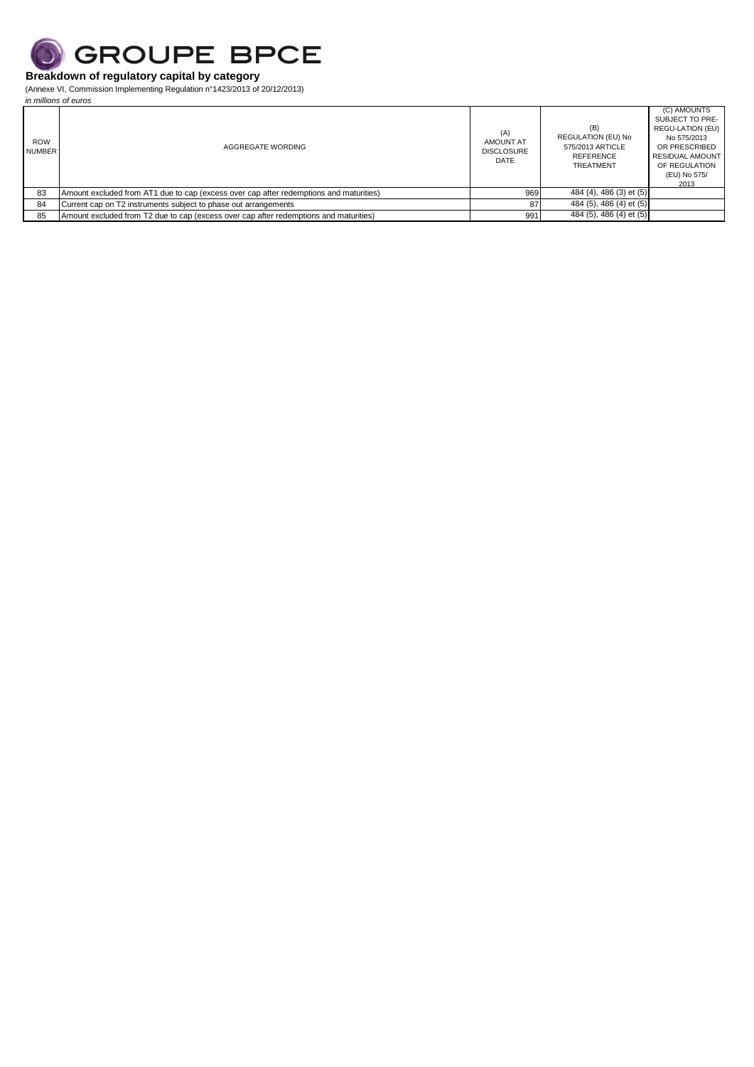GROUPE BPCE

**Breakdown of regulatory capital by category**

(Annexe VI, Commission Implementing Regulation n°1423/2013 of 20/12/2013)

*in millions of euros*

| ROW NUMBER | AGGREGATE WORDING | (A) AMOUNT AT DISCLOSURE DATE | (B) REGULATION (EU) No 575/2013 ARTICLE REFERENCE TREATMENT | (C) AMOUNTS SUBJECT TO PRE-REGU-LATION (EU) No 575/2013 OR PRESCRIBED RESIDUAL AMOUNT OF REGULATION (EU) No 575/ 2013 |
|---|---|---|---|---|
| 83 | Amount excluded from AT1 due to cap (excess over cap after redemptions and maturities) | 969 | 484 (4), 486 (3) et (5) | |
| 84 | Current cap on T2 instruments subject to phase out arrangements | 87 | 484 (5), 486 (4) et (5) | |
| 85 | Amount excluded from T2 due to cap (excess over cap after redemptions and maturities) | 991 | 484 (5), 486 (4) et (5) | |